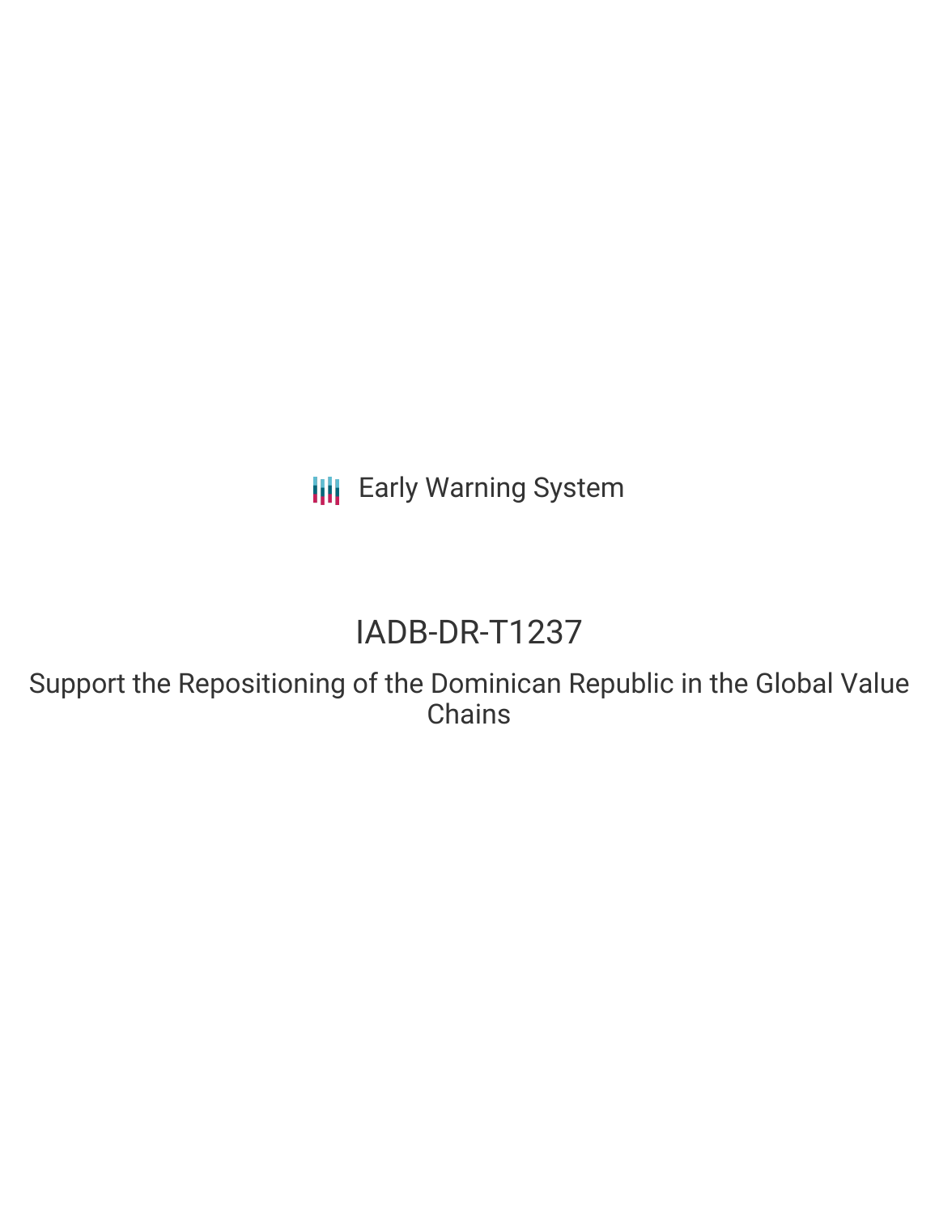Early Warning System

# IADB-DR-T1237

## Support the Repositioning of the Dominican Republic in the Global Value Chains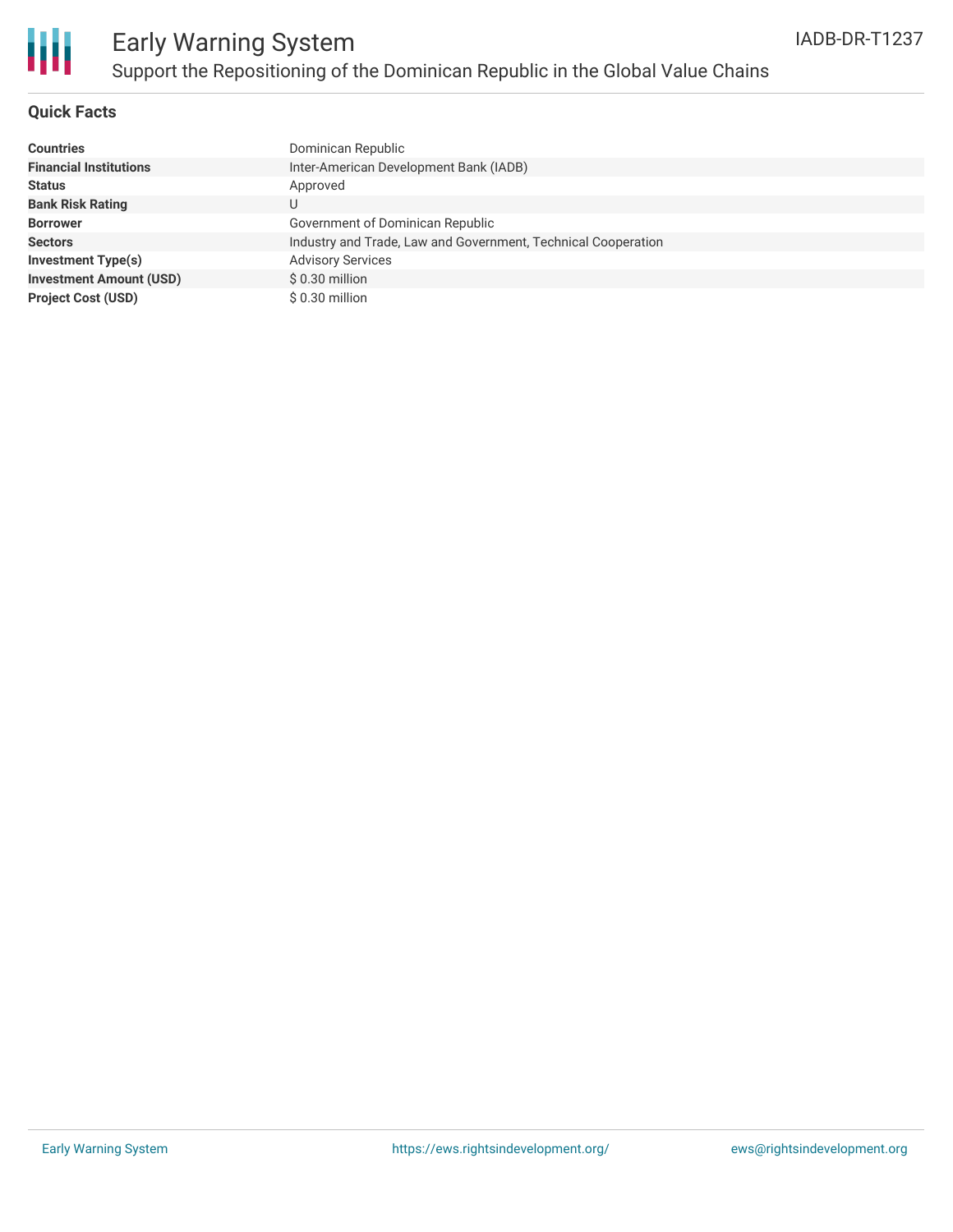## Quick Facts

| | |
|---|---|
| **Countries** | Dominican Republic |
| **Financial Institutions** | Inter-American Development Bank (IADB) |
| **Status** | Approved |
| **Bank Risk Rating** | U |
| **Borrower** | Government of Dominican Republic |
| **Sectors** | Industry and Trade, Law and Government, Technical Cooperation |
| **Investment Type(s)** | Advisory Services |
| **Investment Amount (USD)** | $ 0.30 million |
| **Project Cost (USD)** | $ 0.30 million |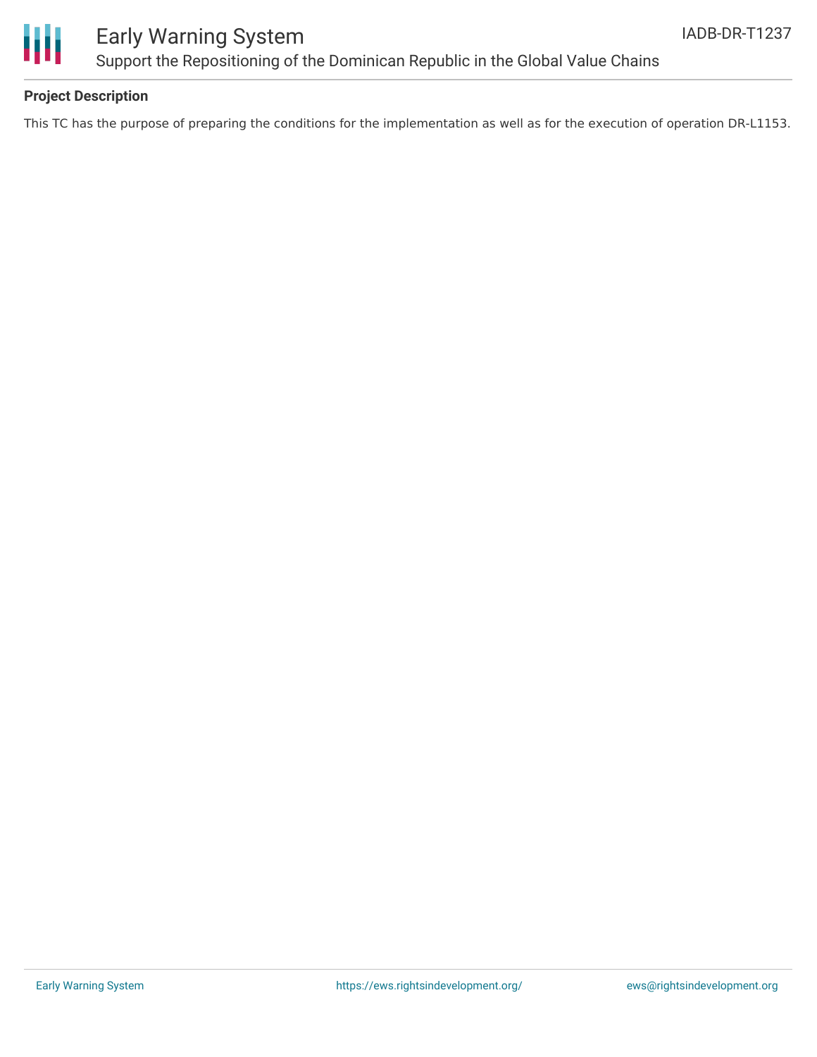## Project Description

This TC has the purpose of preparing the conditions for the implementation as well as for the execution of operation DR-L1153.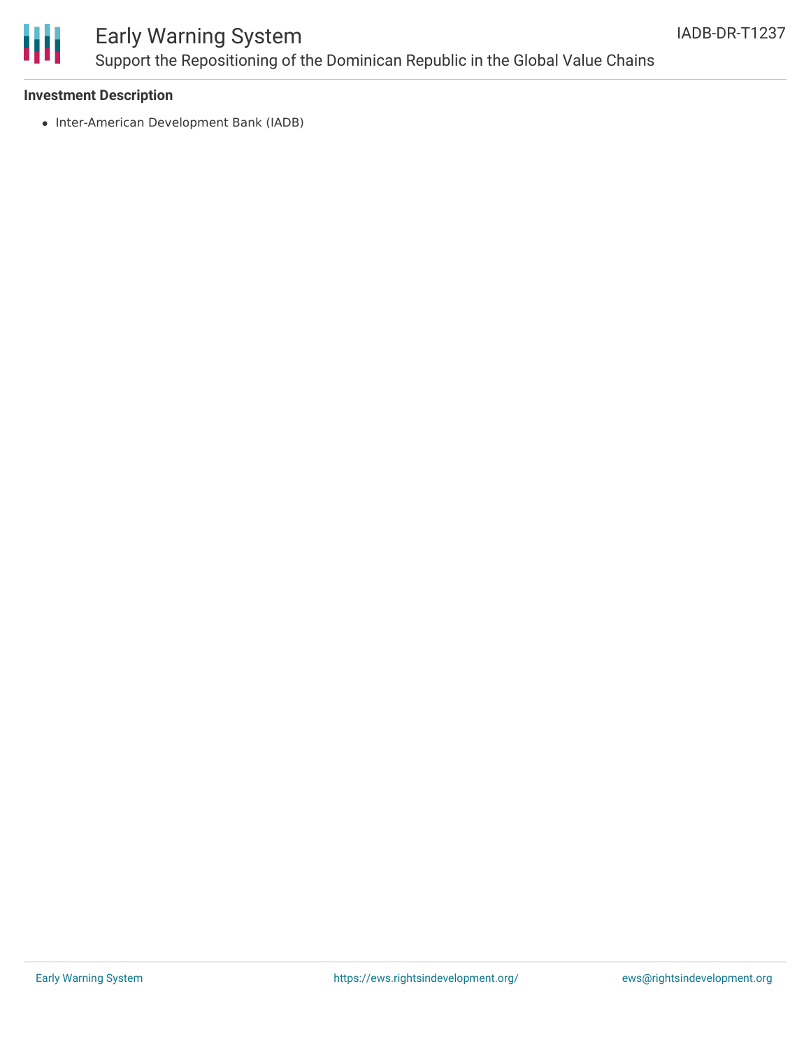**Investment Description**

- Inter-American Development Bank (IADB)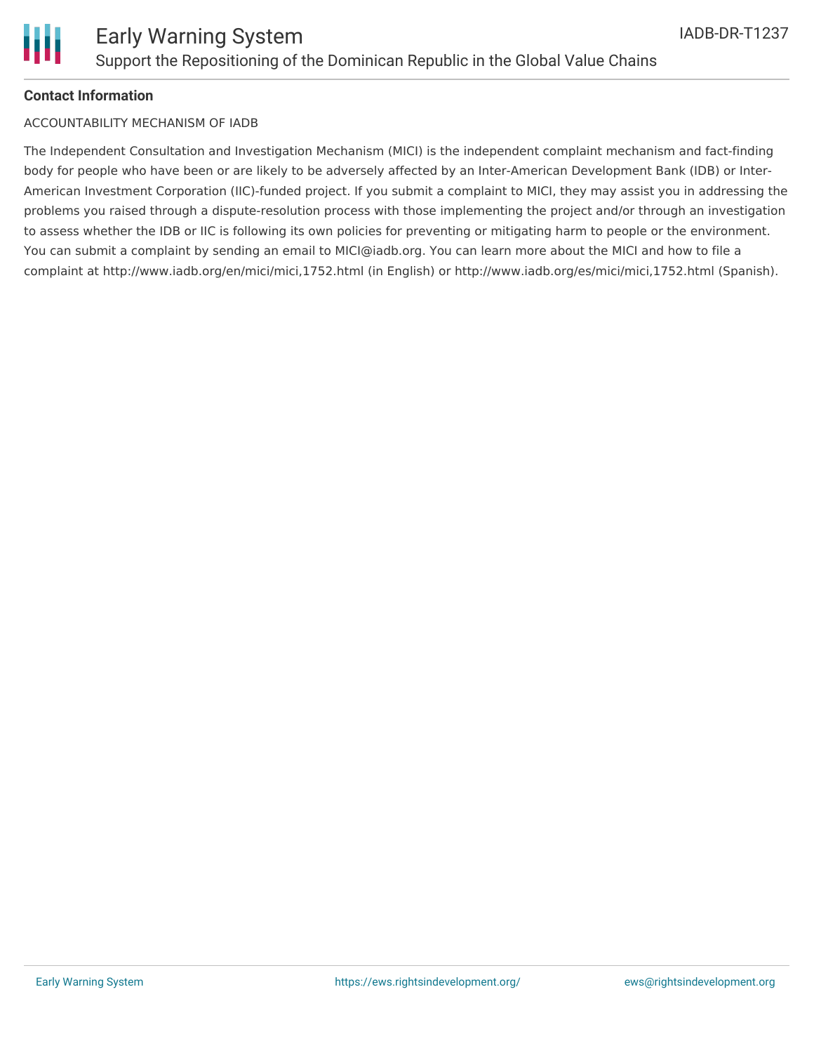**Contact Information**

ACCOUNTABILITY MECHANISM OF IADB

The Independent Consultation and Investigation Mechanism (MICI) is the independent complaint mechanism and fact-finding body for people who have been or are likely to be adversely affected by an Inter-American Development Bank (IDB) or Inter-American Investment Corporation (IIC)-funded project. If you submit a complaint to MICI, they may assist you in addressing the problems you raised through a dispute-resolution process with those implementing the project and/or through an investigation to assess whether the IDB or IIC is following its own policies for preventing or mitigating harm to people or the environment. You can submit a complaint by sending an email to MICI@iadb.org. You can learn more about the MICI and how to file a complaint at http://www.iadb.org/en/mici/mici,1752.html (in English) or http://www.iadb.org/es/mici/mici,1752.html (Spanish).